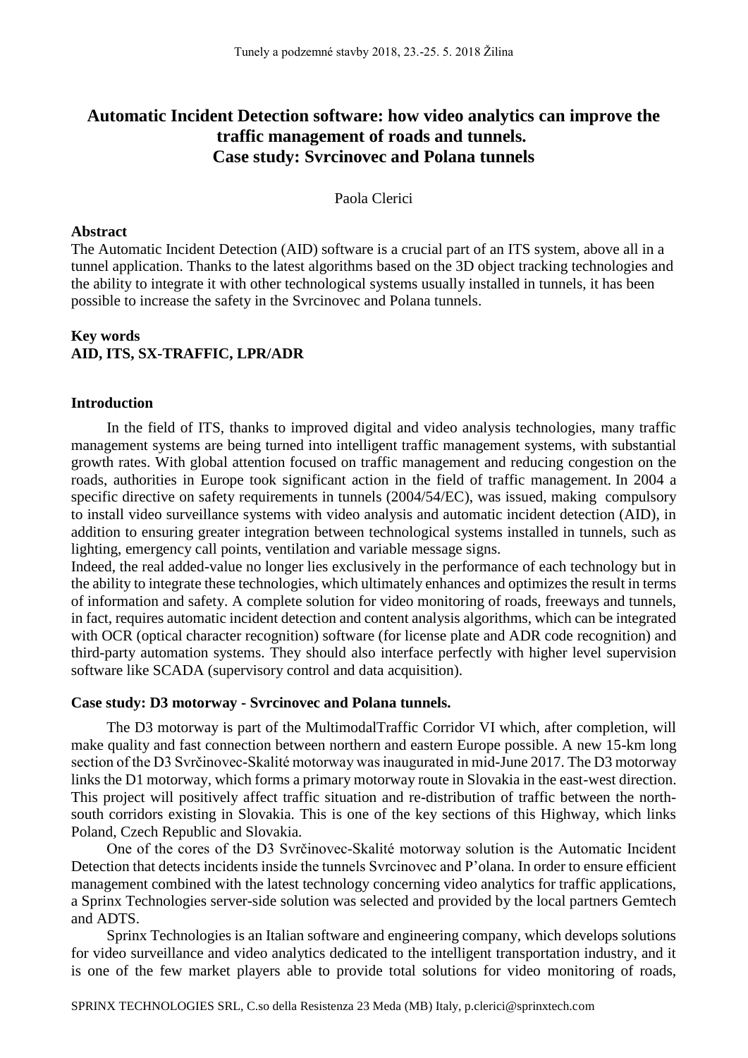# Automatic Incident Detection software: how video analytics can improve the traffic management of roads and tunnels. Case study: Svrcinovec and Polana tunnels

Paola Clerici

## Abstract

The Automatic Incident Detection (AID) software is a crucial part of an ITS system, above all in a tunnel application. Thanks to the latest algorithms based on the 3D object tracking technologies and the ability to integrate it with other technological systems usually installed in tunnels, it has been possible to increase the safety in the Svrcinovec and Polana tunnels.

## Key words

**AID, ITS, SX-TRAFFIC, LPR/ADR**

## Introduction

In the field of ITS, thanks to improved digital and video analysis technologies, many traffic management systems are being turned into intelligent traffic management systems, with substantial growth rates. With global attention focused on traffic management and reducing congestion on the roads, authorities in Europe took significant action in the field of traffic management. In 2004 a specific directive on safety requirements in tunnels (2004/54/EC), was issued, making compulsory to install video surveillance systems with video analysis and automatic incident detection (AID), in addition to ensuring greater integration between technological systems installed in tunnels, such as lighting, emergency call points, ventilation and variable message signs.

Indeed, the real added-value no longer lies exclusively in the performance of each technology but in the ability to integrate these technologies, which ultimately enhances and optimizes the result in terms of information and safety. A complete solution for video monitoring of roads, freeways and tunnels, in fact, requires automatic incident detection and content analysis algorithms, which can be integrated with OCR (optical character recognition) software (for license plate and ADR code recognition) and third-party automation systems. They should also interface perfectly with higher level supervision software like SCADA (supervisory control and data acquisition).

## Case study: D3 motorway - Svrcinovec and Polana tunnels.

The D3 motorway is part of the MultimodalTraffic Corridor VI which, after completion, will make quality and fast connection between northern and eastern Europe possible. A new 15-km long section of the D3 Svrčinovec-Skalité motorway was inaugurated in mid-June 2017. The D3 motorway links the D1 motorway, which forms a primary motorway route in Slovakia in the east-west direction. This project will positively affect traffic situation and re-distribution of traffic between the north-south corridors existing in Slovakia. This is one of the key sections of this Highway, which links Poland, Czech Republic and Slovakia.

One of the cores of the D3 Svrčinovec-Skalité motorway solution is the Automatic Incident Detection that detects incidents inside the tunnels Svrcinovec and P'olana. In order to ensure efficient management combined with the latest technology concerning video analytics for traffic applications, a Sprinx Technologies server-side solution was selected and provided by the local partners Gemtech and ADTS.

Sprinx Technologies is an Italian software and engineering company, which develops solutions for video surveillance and video analytics dedicated to the intelligent transportation industry, and it is one of the few market players able to provide total solutions for video monitoring of roads,

SPRINX TECHNOLOGIES SRL, C.so della Resistenza 23 Meda (MB) Italy, p.clerici@sprinxtech.com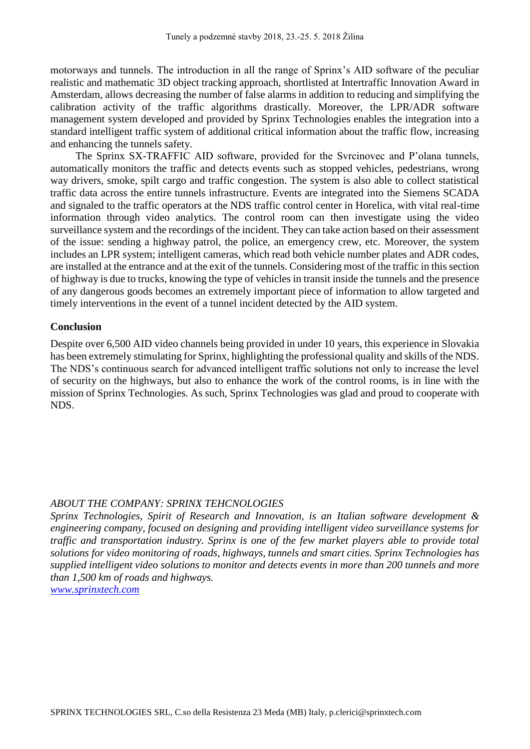motorways and tunnels. The introduction in all the range of Sprinx's AID software of the peculiar realistic and mathematic 3D object tracking approach, shortlisted at Intertraffic Innovation Award in Amsterdam, allows decreasing the number of false alarms in addition to reducing and simplifying the calibration activity of the traffic algorithms drastically. Moreover, the LPR/ADR software management system developed and provided by Sprinx Technologies enables the integration into a standard intelligent traffic system of additional critical information about the traffic flow, increasing and enhancing the tunnels safety.

The Sprinx SX-TRAFFIC AID software, provided for the Svrcinovec and P'olana tunnels, automatically monitors the traffic and detects events such as stopped vehicles, pedestrians, wrong way drivers, smoke, spilt cargo and traffic congestion. The system is also able to collect statistical traffic data across the entire tunnels infrastructure. Events are integrated into the Siemens SCADA and signaled to the traffic operators at the NDS traffic control center in Horelica, with vital real-time information through video analytics. The control room can then investigate using the video surveillance system and the recordings of the incident. They can take action based on their assessment of the issue: sending a highway patrol, the police, an emergency crew, etc. Moreover, the system includes an LPR system; intelligent cameras, which read both vehicle number plates and ADR codes, are installed at the entrance and at the exit of the tunnels. Considering most of the traffic in this section of highway is due to trucks, knowing the type of vehicles in transit inside the tunnels and the presence of any dangerous goods becomes an extremely important piece of information to allow targeted and timely interventions in the event of a tunnel incident detected by the AID system.

**Conclusion**

Despite over 6,500 AID video channels being provided in under 10 years, this experience in Slovakia has been extremely stimulating for Sprinx, highlighting the professional quality and skills of the NDS. The NDS's continuous search for advanced intelligent traffic solutions not only to increase the level of security on the highways, but also to enhance the work of the control rooms, is in line with the mission of Sprinx Technologies. As such, Sprinx Technologies was glad and proud to cooperate with NDS.

*ABOUT THE COMPANY: SPRINX TEHCNOLOGIES*

*Sprinx Technologies, Spirit of Research and Innovation, is an Italian software development & engineering company, focused on designing and providing intelligent video surveillance systems for traffic and transportation industry. Sprinx is one of the few market players able to provide total solutions for video monitoring of roads, highways, tunnels and smart cities. Sprinx Technologies has supplied intelligent video solutions to monitor and detects events in more than 200 tunnels and more than 1,500 km of roads and highways.*

*www.sprinxtech.com*

SPRINX TECHNOLOGIES SRL, C.so della Resistenza 23 Meda (MB) Italy, p.clerici@sprinxtech.com